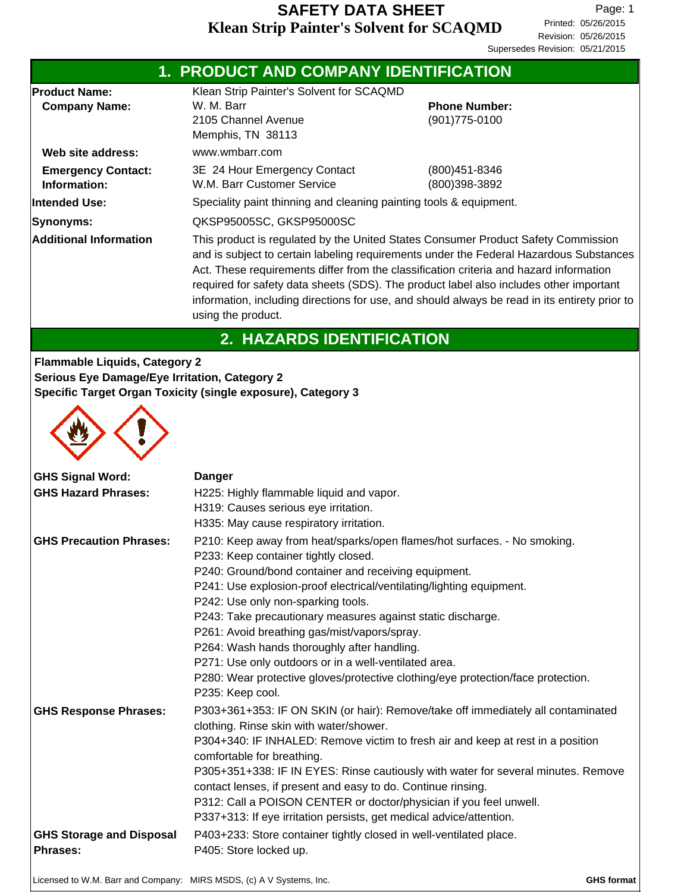# SAFETY DATA SHEET

## Klean Strip Painter's Solvent for SCAQMD

Printed: 05/26/2015
Revision: 05/26/2015
Supersedes Revision: 05/21/2015

## 1. PRODUCT AND COMPANY IDENTIFICATION

| | | |
|---|---|---|
| **Product Name:** | Klean Strip Painter's Solvent for SCAQMD | |
| **Company Name:** | W. M. Barr<br>2105 Channel Avenue<br>Memphis, TN 38113 | **Phone Number:**<br>(901)775-0100 |
| **Web site address:** | www.wmbarr.com | |
| **Emergency Contact: Information:** | 3E 24 Hour Emergency Contact<br>W.M. Barr Customer Service | (800)451-8346<br>(800)398-3892 |
| **Intended Use:** | Speciality paint thinning and cleaning painting tools & equipment. | |
| **Synonyms:** | QKSP95005SC, GKSP95000SC | |
| **Additional Information** | This product is regulated by the United States Consumer Product Safety Commission and is subject to certain labeling requirements under the Federal Hazardous Substances Act. These requirements differ from the classification criteria and hazard information required for safety data sheets (SDS). The product label also includes other important information, including directions for use, and should always be read in its entirety prior to using the product. | |

## 2. HAZARDS IDENTIFICATION

**Flammable Liquids, Category 2**
**Serious Eye Damage/Eye Irritation, Category 2**
**Specific Target Organ Toxicity (single exposure), Category 3**

**GHS Signal Word:** **Danger**

**GHS Hazard Phrases:**
H225: Highly flammable liquid and vapor.
H319: Causes serious eye irritation.
H335: May cause respiratory irritation.

**GHS Precaution Phrases:**
P210: Keep away from heat/sparks/open flames/hot surfaces. - No smoking.
P233: Keep container tightly closed.
P240: Ground/bond container and receiving equipment.
P241: Use explosion-proof electrical/ventilating/lighting equipment.
P242: Use only non-sparking tools.
P243: Take precautionary measures against static discharge.
P261: Avoid breathing gas/mist/vapors/spray.
P264: Wash hands thoroughly after handling.
P271: Use only outdoors or in a well-ventilated area.
P280: Wear protective gloves/protective clothing/eye protection/face protection.
P235: Keep cool.

**GHS Response Phrases:**
P303+361+353: IF ON SKIN (or hair): Remove/take off immediately all contaminated clothing. Rinse skin with water/shower.
P304+340: IF INHALED: Remove victim to fresh air and keep at rest in a position comfortable for breathing.
P305+351+338: IF IN EYES: Rinse cautiously with water for several minutes. Remove contact lenses, if present and easy to do. Continue rinsing.
P312: Call a POISON CENTER or doctor/physician if you feel unwell.
P337+313: If eye irritation persists, get medical advice/attention.

**GHS Storage and Disposal Phrases:**
P403+233: Store container tightly closed in well-ventilated place.
P405: Store locked up.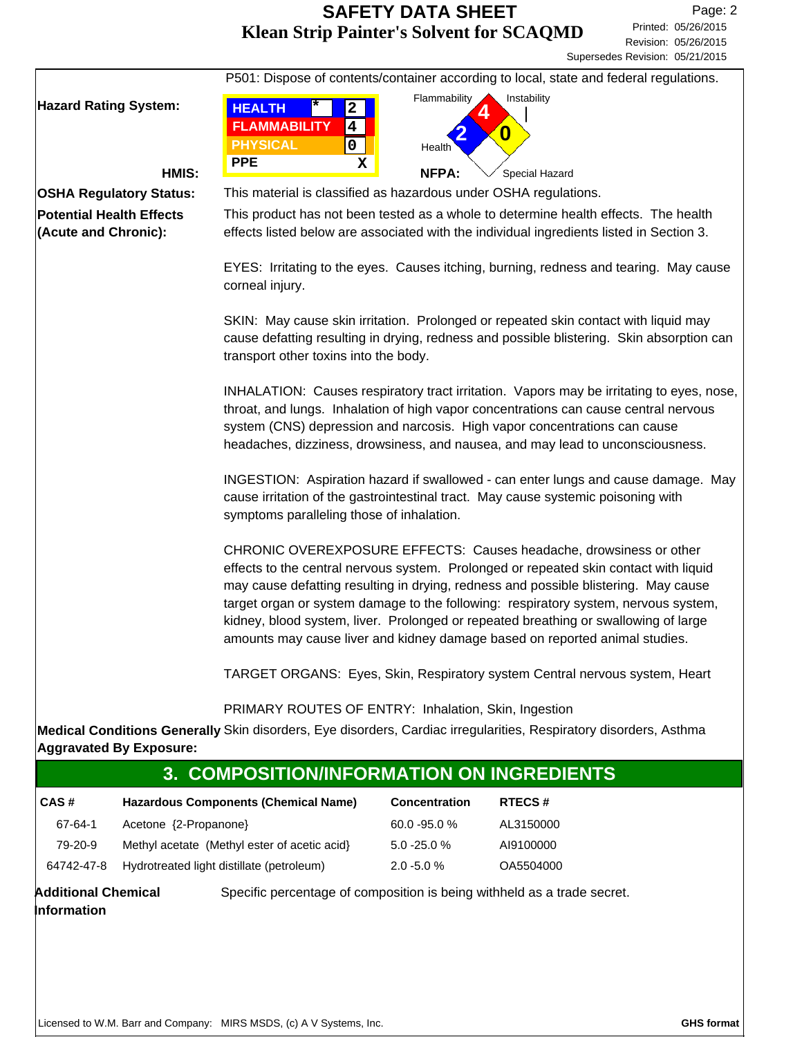P501: Dispose of contents/container according to local, state and federal regulations.

**Hazard Rating System:**

**HMIS:**

| HEALTH | * | 2 |
|---|---|---|
| FLAMMABILITY | | 4 |
| PHYSICAL | | 0 |
| PPE | | X |

**NFPA:** Flammability 4, Instability 0, Health 2, Special Hazard

**OSHA Regulatory Status:** This material is classified as hazardous under OSHA regulations.

**Potential Health Effects (Acute and Chronic):** This product has not been tested as a whole to determine health effects. The health effects listed below are associated with the individual ingredients listed in Section 3.

EYES: Irritating to the eyes. Causes itching, burning, redness and tearing. May cause corneal injury.

SKIN: May cause skin irritation. Prolonged or repeated skin contact with liquid may cause defatting resulting in drying, redness and possible blistering. Skin absorption can transport other toxins into the body.

INHALATION: Causes respiratory tract irritation. Vapors may be irritating to eyes, nose, throat, and lungs. Inhalation of high vapor concentrations can cause central nervous system (CNS) depression and narcosis. High vapor concentrations can cause headaches, dizziness, drowsiness, and nausea, and may lead to unconsciousness.

INGESTION: Aspiration hazard if swallowed - can enter lungs and cause damage. May cause irritation of the gastrointestinal tract. May cause systemic poisoning with symptoms paralleling those of inhalation.

CHRONIC OVEREXPOSURE EFFECTS: Causes headache, drowsiness or other effects to the central nervous system. Prolonged or repeated skin contact with liquid may cause defatting resulting in drying, redness and possible blistering. May cause target organ or system damage to the following: respiratory system, nervous system, kidney, blood system, liver. Prolonged or repeated breathing or swallowing of large amounts may cause liver and kidney damage based on reported animal studies.

TARGET ORGANS: Eyes, Skin, Respiratory system Central nervous system, Heart

PRIMARY ROUTES OF ENTRY: Inhalation, Skin, Ingestion

**Medical Conditions Generally Aggravated By Exposure:** Skin disorders, Eye disorders, Cardiac irregularities, Respiratory disorders, Asthma

## 3. COMPOSITION/INFORMATION ON INGREDIENTS

| CAS # | Hazardous Components (Chemical Name) | Concentration | RTECS # |
|---|---|---|---|
| 67-64-1 | Acetone {2-Propanone} | 60.0 -95.0 % | AL3150000 |
| 79-20-9 | Methyl acetate (Methyl ester of acetic acid} | 5.0 -25.0 % | AI9100000 |
| 64742-47-8 | Hydrotreated light distillate (petroleum) | 2.0 -5.0 % | OA5504000 |

**Additional Chemical Information** Specific percentage of composition is being withheld as a trade secret.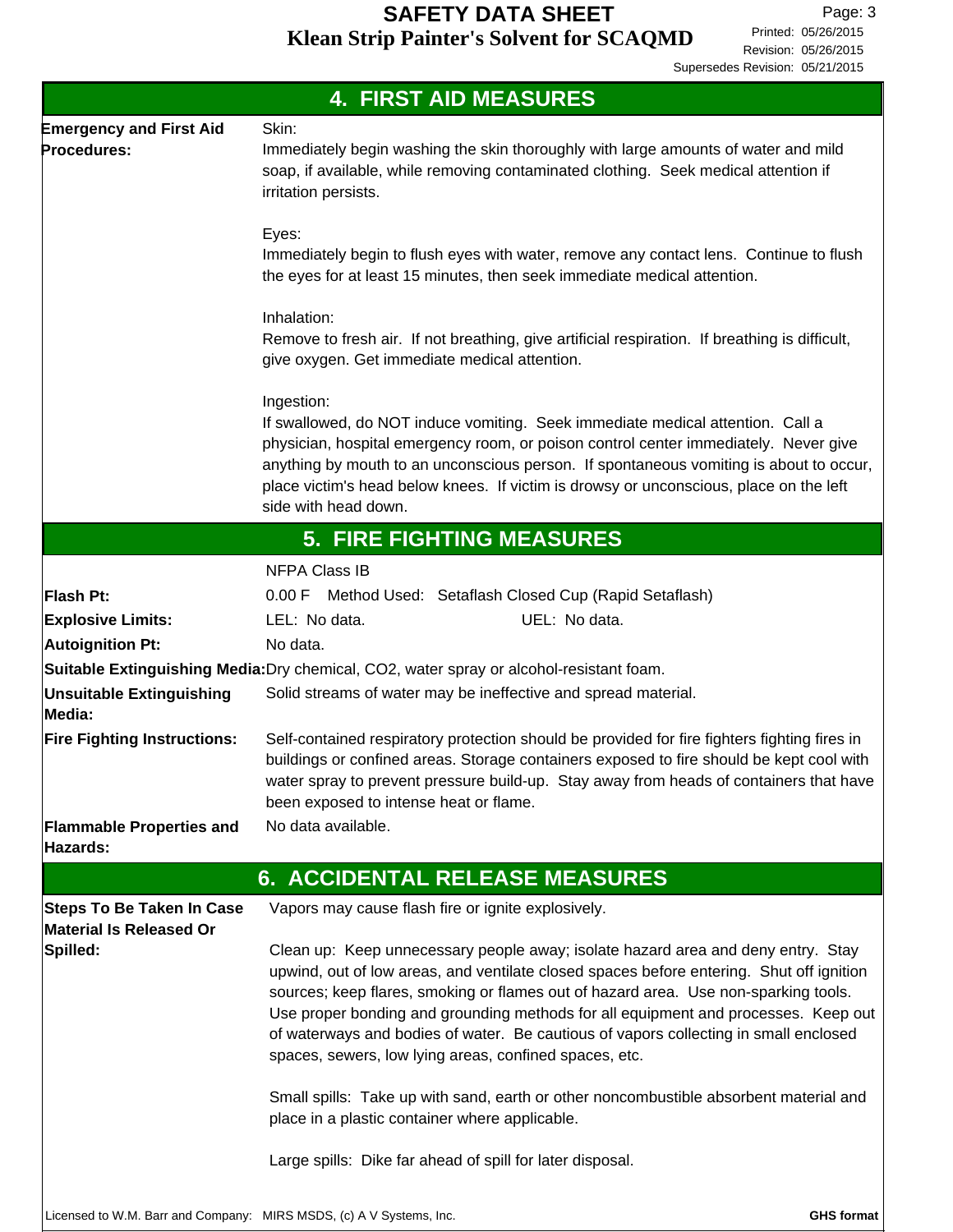## 4. FIRST AID MEASURES

**Emergency and First Aid Procedures:**

Skin:
Immediately begin washing the skin thoroughly with large amounts of water and mild soap, if available, while removing contaminated clothing. Seek medical attention if irritation persists.

Eyes:
Immediately begin to flush eyes with water, remove any contact lens. Continue to flush the eyes for at least 15 minutes, then seek immediate medical attention.

Inhalation:
Remove to fresh air. If not breathing, give artificial respiration. If breathing is difficult, give oxygen. Get immediate medical attention.

Ingestion:
If swallowed, do NOT induce vomiting. Seek immediate medical attention. Call a physician, hospital emergency room, or poison control center immediately. Never give anything by mouth to an unconscious person. If spontaneous vomiting is about to occur, place victim's head below knees. If victim is drowsy or unconscious, place on the left side with head down.

## 5. FIRE FIGHTING MEASURES

NFPA Class IB

**Flash Pt:** 0.00 F Method Used: Setaflash Closed Cup (Rapid Setaflash)

**Explosive Limits:** LEL: No data. UEL: No data.

**Autoignition Pt:** No data.

**Suitable Extinguishing Media:** Dry chemical, $CO_2$, water spray or alcohol-resistant foam.

**Unsuitable Extinguishing Media:** Solid streams of water may be ineffective and spread material.

**Fire Fighting Instructions:** Self-contained respiratory protection should be provided for fire fighters fighting fires in buildings or confined areas. Storage containers exposed to fire should be kept cool with water spray to prevent pressure build-up. Stay away from heads of containers that have been exposed to intense heat or flame.

**Flammable Properties and Hazards:** No data available.

## 6. ACCIDENTAL RELEASE MEASURES

**Steps To Be Taken In Case Material Is Released Or Spilled:**

Vapors may cause flash fire or ignite explosively.

Clean up: Keep unnecessary people away; isolate hazard area and deny entry. Stay upwind, out of low areas, and ventilate closed spaces before entering. Shut off ignition sources; keep flares, smoking or flames out of hazard area. Use non-sparking tools. Use proper bonding and grounding methods for all equipment and processes. Keep out of waterways and bodies of water. Be cautious of vapors collecting in small enclosed spaces, sewers, low lying areas, confined spaces, etc.

Small spills: Take up with sand, earth or other noncombustible absorbent material and place in a plastic container where applicable.

Large spills: Dike far ahead of spill for later disposal.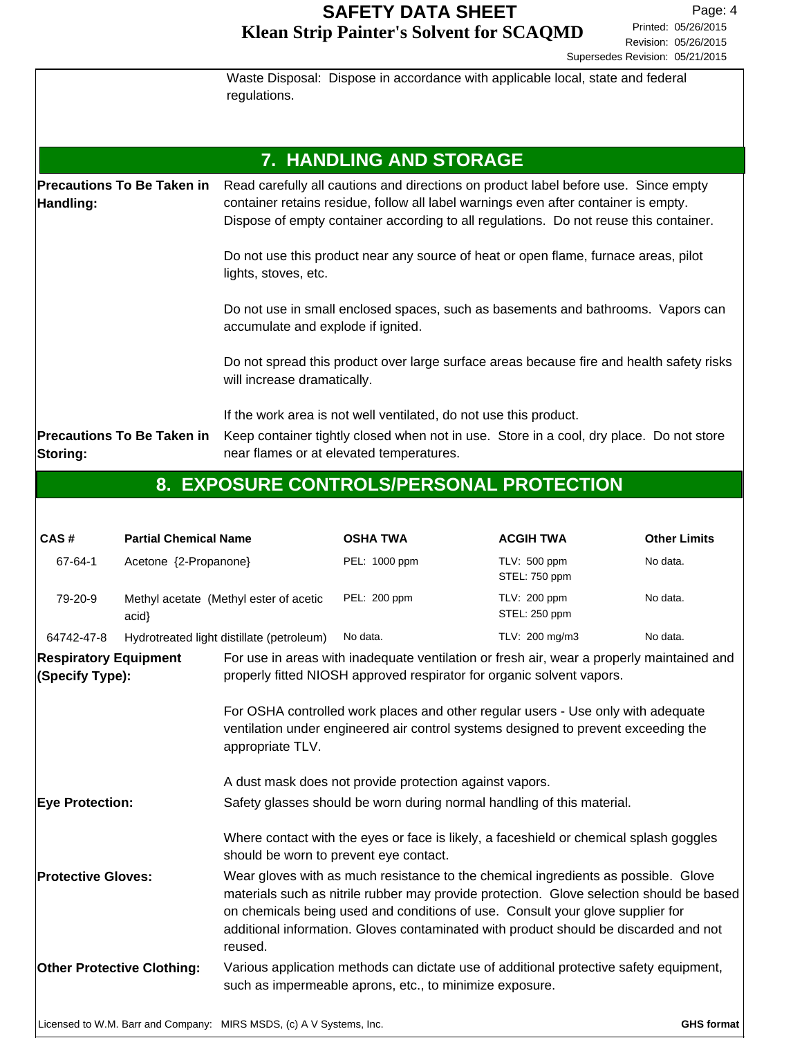Waste Disposal: Dispose in accordance with applicable local, state and federal regulations.

## 7. HANDLING AND STORAGE

**Precautions To Be Taken in Handling:** Read carefully all cautions and directions on product label before use. Since empty container retains residue, follow all label warnings even after container is empty. Dispose of empty container according to all regulations. Do not reuse this container.

Do not use this product near any source of heat or open flame, furnace areas, pilot lights, stoves, etc.

Do not use in small enclosed spaces, such as basements and bathrooms. Vapors can accumulate and explode if ignited.

Do not spread this product over large surface areas because fire and health safety risks will increase dramatically.

If the work area is not well ventilated, do not use this product.

**Precautions To Be Taken in Storing:** Keep container tightly closed when not in use. Store in a cool, dry place. Do not store near flames or at elevated temperatures.

## 8. EXPOSURE CONTROLS/PERSONAL PROTECTION

| CAS # | Partial Chemical Name | OSHA TWA | ACGIH TWA | Other Limits |
|---|---|---|---|---|
| 67-64-1 | Acetone {2-Propanone} | PEL: 1000 ppm | TLV: 500 ppm<br>STEL: 750 ppm | No data. |
| 79-20-9 | Methyl acetate (Methyl ester of acetic acid} | PEL: 200 ppm | TLV: 200 ppm<br>STEL: 250 ppm | No data. |
| 64742-47-8 | Hydrotreated light distillate (petroleum) | No data. | TLV: 200 mg/m3 | No data. |

**Respiratory Equipment (Specify Type):** For use in areas with inadequate ventilation or fresh air, wear a properly maintained and properly fitted NIOSH approved respirator for organic solvent vapors.

For OSHA controlled work places and other regular users - Use only with adequate ventilation under engineered air control systems designed to prevent exceeding the appropriate TLV.

A dust mask does not provide protection against vapors.

**Eye Protection:** Safety glasses should be worn during normal handling of this material.

Where contact with the eyes or face is likely, a faceshield or chemical splash goggles should be worn to prevent eye contact.

**Protective Gloves:** Wear gloves with as much resistance to the chemical ingredients as possible. Glove materials such as nitrile rubber may provide protection. Glove selection should be based on chemicals being used and conditions of use. Consult your glove supplier for additional information. Gloves contaminated with product should be discarded and not reused.

**Other Protective Clothing:** Various application methods can dictate use of additional protective safety equipment, such as impermeable aprons, etc., to minimize exposure.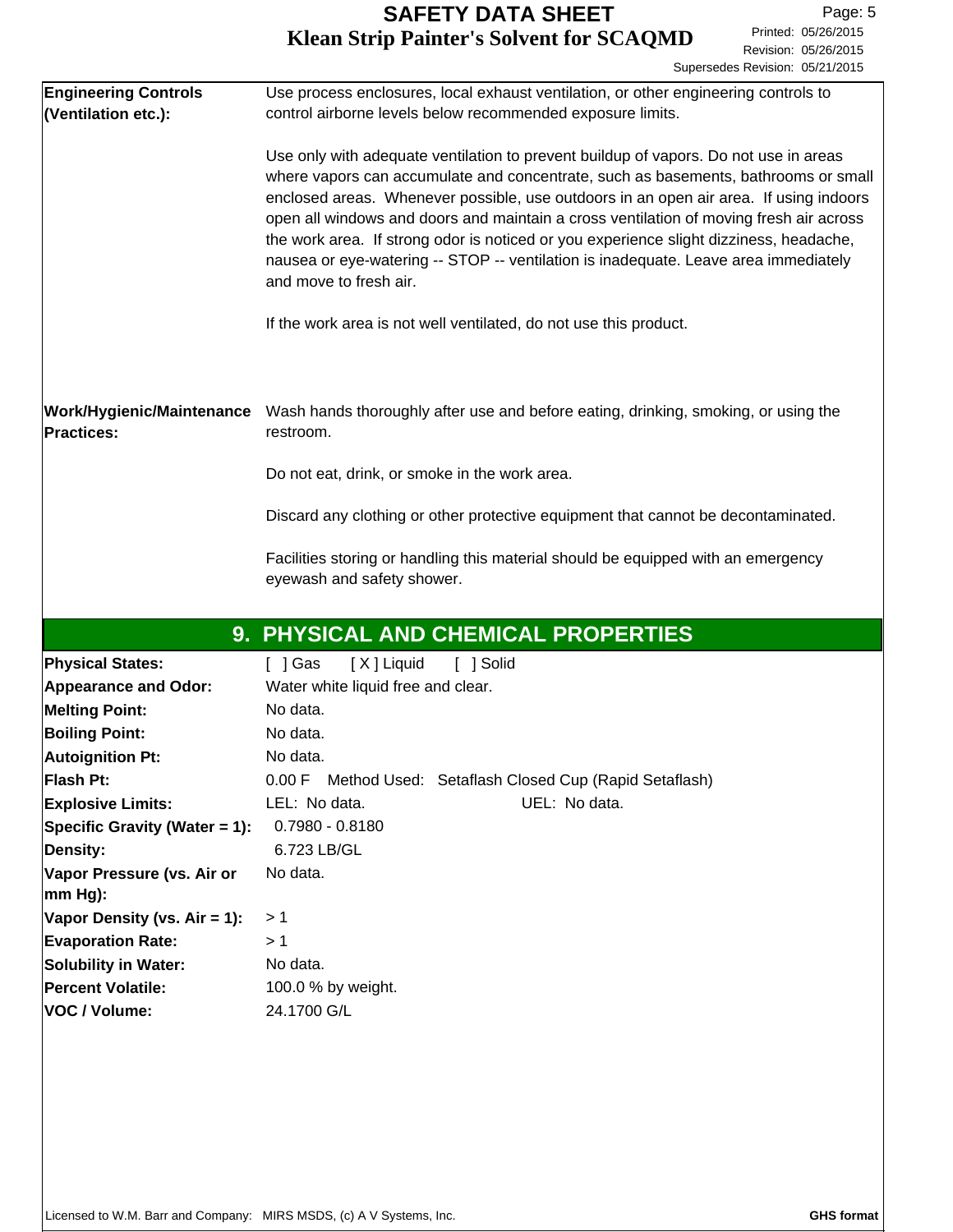| | |
|---|---|
| **Engineering Controls (Ventilation etc.):** | Use process enclosures, local exhaust ventilation, or other engineering controls to control airborne levels below recommended exposure limits.<br><br>Use only with adequate ventilation to prevent buildup of vapors. Do not use in areas where vapors can accumulate and concentrate, such as basements, bathrooms or small enclosed areas. Whenever possible, use outdoors in an open air area. If using indoors open all windows and doors and maintain a cross ventilation of moving fresh air across the work area. If strong odor is noticed or you experience slight dizziness, headache, nausea or eye-watering -- STOP -- ventilation is inadequate. Leave area immediately and move to fresh air.<br><br>If the work area is not well ventilated, do not use this product. |
| **Work/Hygienic/Maintenance Practices:** | Wash hands thoroughly after use and before eating, drinking, smoking, or using the restroom.<br><br>Do not eat, drink, or smoke in the work area.<br><br>Discard any clothing or other protective equipment that cannot be decontaminated.<br><br>Facilities storing or handling this material should be equipped with an emergency eyewash and safety shower. |

## 9. PHYSICAL AND CHEMICAL PROPERTIES

| | |
|---|---|
| **Physical States:** | [ ] Gas [ X ] Liquid [ ] Solid |
| **Appearance and Odor:** | Water white liquid free and clear. |
| **Melting Point:** | No data. |
| **Boiling Point:** | No data. |
| **Autoignition Pt:** | No data. |
| **Flash Pt:** | 0.00 F Method Used: Setaflash Closed Cup (Rapid Setaflash) |
| **Explosive Limits:** | LEL: No data. UEL: No data. |
| **Specific Gravity (Water = 1):** | 0.7980 - 0.8180 |
| **Density:** | 6.723 LB/GL |
| **Vapor Pressure (vs. Air or mm Hg):** | No data. |
| **Vapor Density (vs. Air = 1):** | > 1 |
| **Evaporation Rate:** | > 1 |
| **Solubility in Water:** | No data. |
| **Percent Volatile:** | 100.0 % by weight. |
| **VOC / Volume:** | 24.1700 G/L |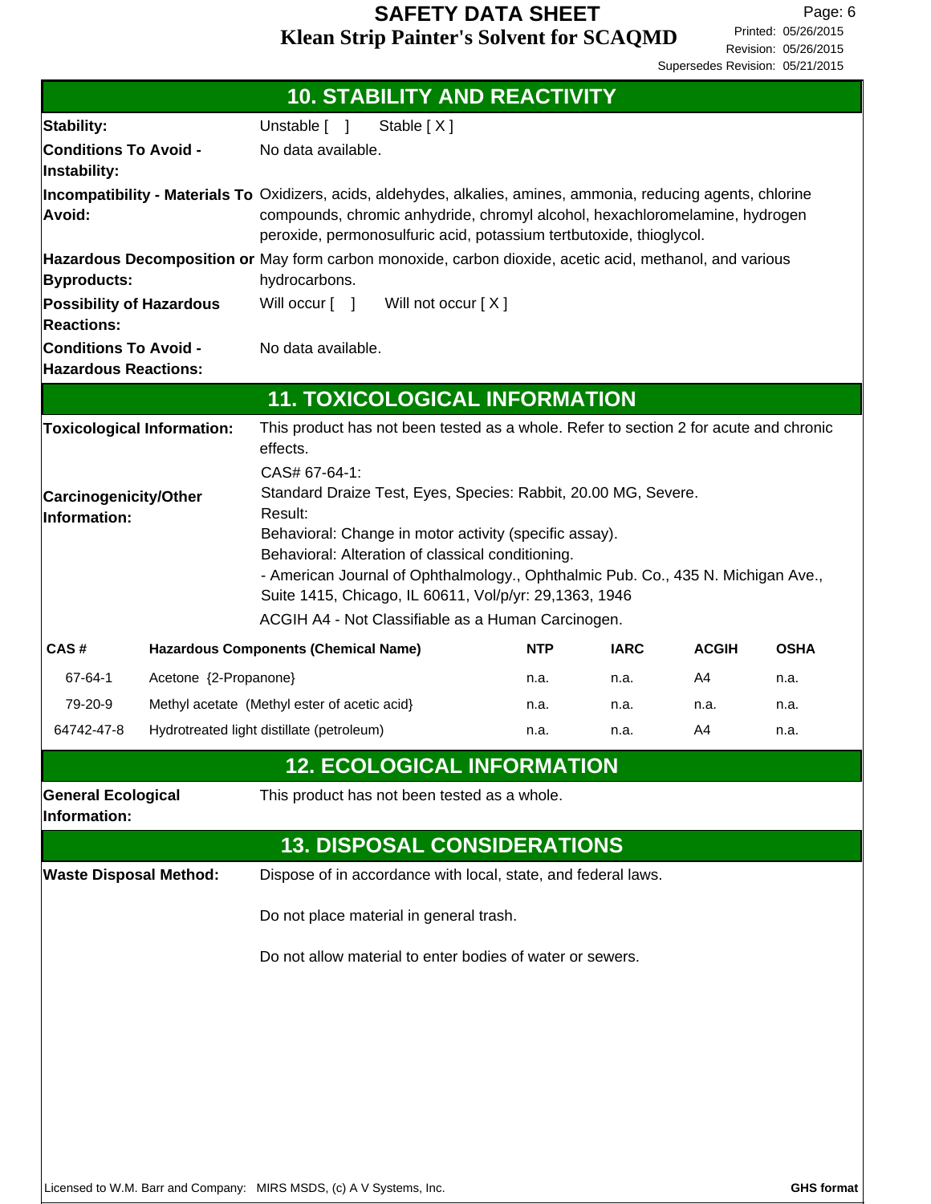## 10. STABILITY AND REACTIVITY

**Stability:** Unstable [ ] Stable [ X ]

**Conditions To Avoid - Instability:** No data available.

**Incompatibility - Materials To Avoid:** Oxidizers, acids, aldehydes, alkalies, amines, ammonia, reducing agents, chlorine compounds, chromic anhydride, chromyl alcohol, hexachloromelamine, hydrogen peroxide, permonosulfuric acid, potassium tertbutoxide, thioglycol.

**Hazardous Decomposition or Byproducts:** May form carbon monoxide, carbon dioxide, acetic acid, methanol, and various hydrocarbons.

**Possibility of Hazardous Reactions:** Will occur [ ] Will not occur [ X ]

**Conditions To Avoid - Hazardous Reactions:** No data available.

## 11. TOXICOLOGICAL INFORMATION

**Toxicological Information:** This product has not been tested as a whole. Refer to section 2 for acute and chronic effects.

**Carcinogenicity/Other Information:**

CAS# 67-64-1:
Standard Draize Test, Eyes, Species: Rabbit, 20.00 MG, Severe.
Result:
Behavioral: Change in motor activity (specific assay).
Behavioral: Alteration of classical conditioning.
- American Journal of Ophthalmology., Ophthalmic Pub. Co., 435 N. Michigan Ave., Suite 1415, Chicago, IL 60611, Vol/p/yr: 29,1363, 1946

ACGIH A4 - Not Classifiable as a Human Carcinogen.

| CAS # | Hazardous Components (Chemical Name) | NTP | IARC | ACGIH | OSHA |
|---|---|---|---|---|---|
| 67-64-1 | Acetone {2-Propanone} | n.a. | n.a. | A4 | n.a. |
| 79-20-9 | Methyl acetate (Methyl ester of acetic acid} | n.a. | n.a. | n.a. | n.a. |
| 64742-47-8 | Hydrotreated light distillate (petroleum) | n.a. | n.a. | A4 | n.a. |

## 12. ECOLOGICAL INFORMATION

**General Ecological Information:** This product has not been tested as a whole.

## 13. DISPOSAL CONSIDERATIONS

**Waste Disposal Method:** Dispose of in accordance with local, state, and federal laws.

Do not place material in general trash.

Do not allow material to enter bodies of water or sewers.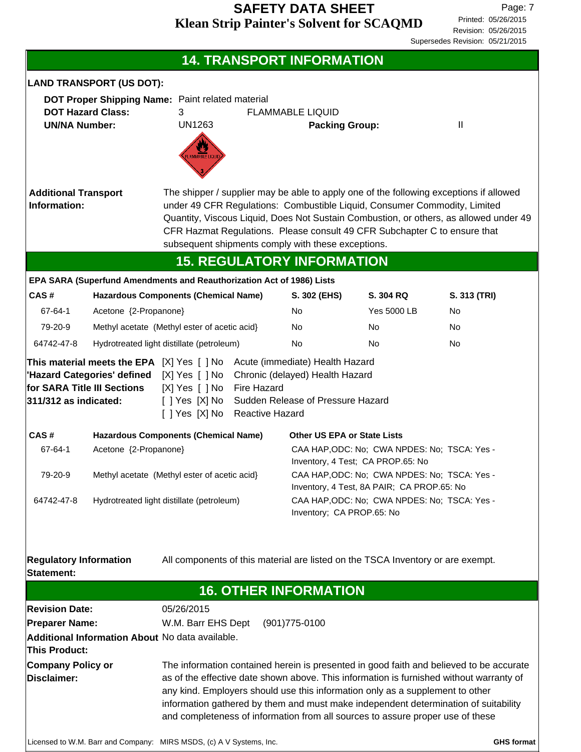## 14. TRANSPORT INFORMATION

**LAND TRANSPORT (US DOT):**

**DOT Proper Shipping Name:** Paint related material

**DOT Hazard Class:** 3 FLAMMABLE LIQUID

**UN/NA Number:** UN1263 **Packing Group:** II

**Additional Transport Information:** The shipper / supplier may be able to apply one of the following exceptions if allowed under 49 CFR Regulations: Combustible Liquid, Consumer Commodity, Limited Quantity, Viscous Liquid, Does Not Sustain Combustion, or others, as allowed under 49 CFR Hazmat Regulations. Please consult 49 CFR Subchapter C to ensure that subsequent shipments comply with these exceptions.

## 15. REGULATORY INFORMATION

**EPA SARA (Superfund Amendments and Reauthorization Act of 1986) Lists**

| CAS # | Hazardous Components (Chemical Name) | S. 302 (EHS) | S. 304 RQ | S. 313 (TRI) |
|---|---|---|---|---|
| 67-64-1 | Acetone {2-Propanone} | No | Yes 5000 LB | No |
| 79-20-9 | Methyl acetate (Methyl ester of acetic acid} | No | No | No |
| 64742-47-8 | Hydrotreated light distillate (petroleum) | No | No | No |

**This material meets the EPA 'Hazard Categories' defined for SARA Title III Sections 311/312 as indicated:**

[X] Yes [ ] No Acute (immediate) Health Hazard
[X] Yes [ ] No Chronic (delayed) Health Hazard
[X] Yes [ ] No Fire Hazard
[ ] Yes [X] No Sudden Release of Pressure Hazard
[ ] Yes [X] No Reactive Hazard

| CAS # | Hazardous Components (Chemical Name) | Other US EPA or State Lists |
|---|---|---|
| 67-64-1 | Acetone {2-Propanone} | CAA HAP,ODC: No; CWA NPDES: No; TSCA: Yes - Inventory, 4 Test; CA PROP.65: No |
| 79-20-9 | Methyl acetate (Methyl ester of acetic acid} | CAA HAP,ODC: No; CWA NPDES: No; TSCA: Yes - Inventory, 4 Test, 8A PAIR; CA PROP.65: No |
| 64742-47-8 | Hydrotreated light distillate (petroleum) | CAA HAP,ODC: No; CWA NPDES: No; TSCA: Yes - Inventory; CA PROP.65: No |

**Regulatory Information Statement:** All components of this material are listed on the TSCA Inventory or are exempt.

## 16. OTHER INFORMATION

**Revision Date:** 05/26/2015

**Preparer Name:** W.M. Barr EHS Dept (901)775-0100

**Additional Information About This Product:** No data available.

**Company Policy or Disclaimer:** The information contained herein is presented in good faith and believed to be accurate as of the effective date shown above. This information is furnished without warranty of any kind. Employers should use this information only as a supplement to other information gathered by them and must make independent determination of suitability and completeness of information from all sources to assure proper use of these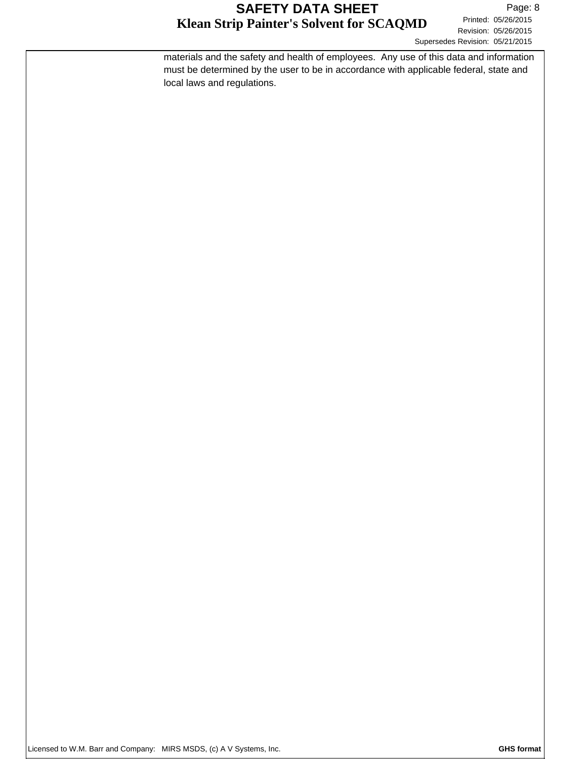materials and the safety and health of employees. Any use of this data and information must be determined by the user to be in accordance with applicable federal, state and local laws and regulations.